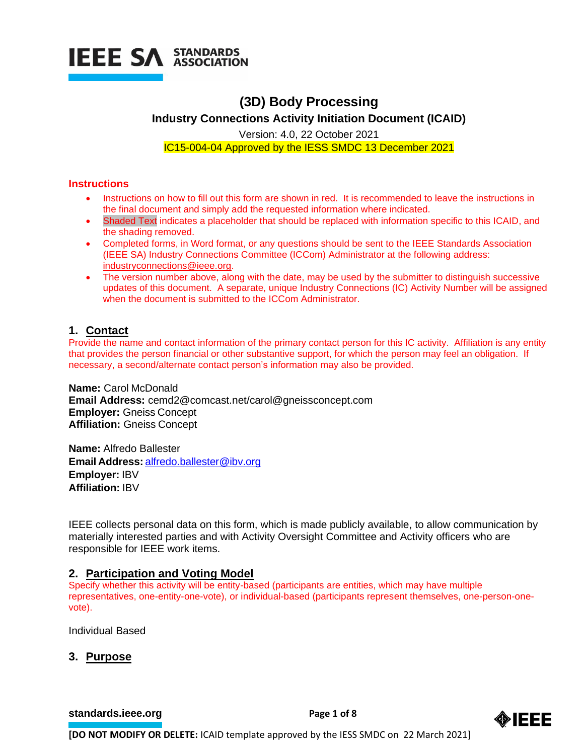IEEE SA STANDARDS ASSOCIATION

# (3D) Body Processing

## Industry Connections Activity Initiation Document (ICAID)

Version: 4.0, 22 October 2021

IC15-004-04 Approved by the IESS SMDC 13 December 2021

### Instructions

- Instructions on how to fill out this form are shown in red. It is recommended to leave the instructions in the final document and simply add the requested information where indicated.
- Shaded Text indicates a placeholder that should be replaced with information specific to this ICAID, and the shading removed.
- Completed forms, in Word format, or any questions should be sent to the IEEE Standards Association (IEEE SA) Industry Connections Committee (ICCom) Administrator at the following address: industryconnections@ieee.org.
- The version number above, along with the date, may be used by the submitter to distinguish successive updates of this document. A separate, unique Industry Connections (IC) Activity Number will be assigned when the document is submitted to the ICCom Administrator.

## 1. Contact

Provide the name and contact information of the primary contact person for this IC activity. Affiliation is any entity that provides the person financial or other substantive support, for which the person may feel an obligation. If necessary, a second/alternate contact person's information may also be provided.

**Name:** Carol McDonald
**Email Address:** cemd2@comcast.net/carol@gneissconcept.com
**Employer:** Gneiss Concept
**Affiliation:** Gneiss Concept

**Name:** Alfredo Ballester
**Email Address:** alfredo.ballester@ibv.org
**Employer:** IBV
**Affiliation:** IBV

IEEE collects personal data on this form, which is made publicly available, to allow communication by materially interested parties and with Activity Oversight Committee and Activity officers who are responsible for IEEE work items.

## 2. Participation and Voting Model

Specify whether this activity will be entity-based (participants are entities, which may have multiple representatives, one-entity-one-vote), or individual-based (participants represent themselves, one-person-one-vote).

Individual Based

## 3. Purpose

[DO NOT MODIFY OR DELETE: ICAID template approved by the IESS SMDC on 22 March 2021]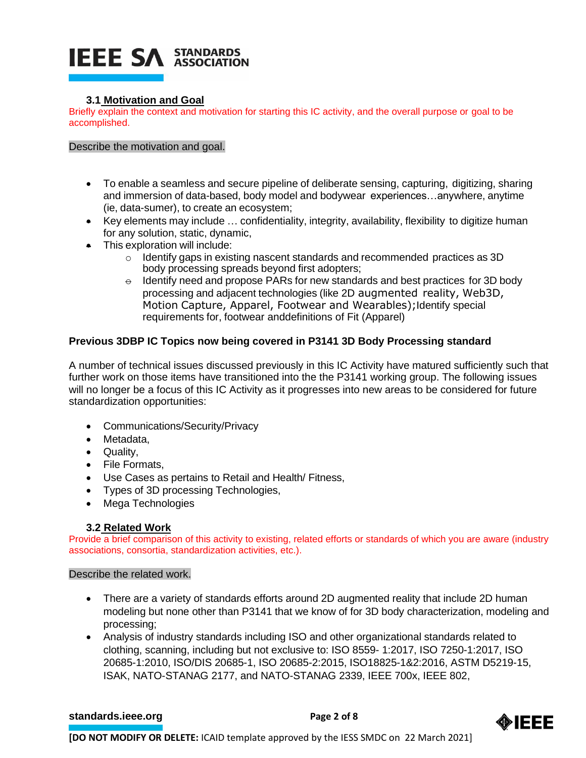### 3.1 Motivation and Goal

Briefly explain the context and motivation for starting this IC activity, and the overall purpose or goal to be accomplished.

Describe the motivation and goal.

- To enable a seamless and secure pipeline of deliberate sensing, capturing, digitizing, sharing and immersion of data-based, body model and bodywear experiences…anywhere, anytime (ie, data-sumer), to create an ecosystem;
- Key elements may include … confidentiality, integrity, availability, flexibility to digitize human for any solution, static, dynamic,
- This exploration will include:
  - Identify gaps in existing nascent standards and recommended practices as 3D body processing spreads beyond first adopters;
  - Identify need and propose PARs for new standards and best practices for 3D body processing and adjacent technologies (like 2D augmented reality, Web3D, Motion Capture, Apparel, Footwear and Wearables);Identify special requirements for, footwear anddefinitions of Fit (Apparel)

**Previous 3DBP IC Topics now being covered in P3141 3D Body Processing standard**

A number of technical issues discussed previously in this IC Activity have matured sufficiently such that further work on those items have transitioned into the the P3141 working group. The following issues will no longer be a focus of this IC Activity as it progresses into new areas to be considered for future standardization opportunities:

- Communications/Security/Privacy
- Metadata,
- Quality,
- File Formats,
- Use Cases as pertains to Retail and Health/ Fitness,
- Types of 3D processing Technologies,
- Mega Technologies

### 3.2 Related Work

Provide a brief comparison of this activity to existing, related efforts or standards of which you are aware (industry associations, consortia, standardization activities, etc.).

Describe the related work.

- There are a variety of standards efforts around 2D augmented reality that include 2D human modeling but none other than P3141 that we know of for 3D body characterization, modeling and processing;
- Analysis of industry standards including ISO and other organizational standards related to clothing, scanning, including but not exclusive to: ISO 8559- 1:2017, ISO 7250-1:2017, ISO 20685-1:2010, ISO/DIS 20685-1, ISO 20685-2:2015, ISO18825-1&2:2016, ASTM D5219-15, ISAK, NATO-STANAG 2177, and NATO-STANAG 2339, IEEE 700x, IEEE 802,

**[DO NOT MODIFY OR DELETE:** ICAID template approved by the IESS SMDC on 22 March 2021]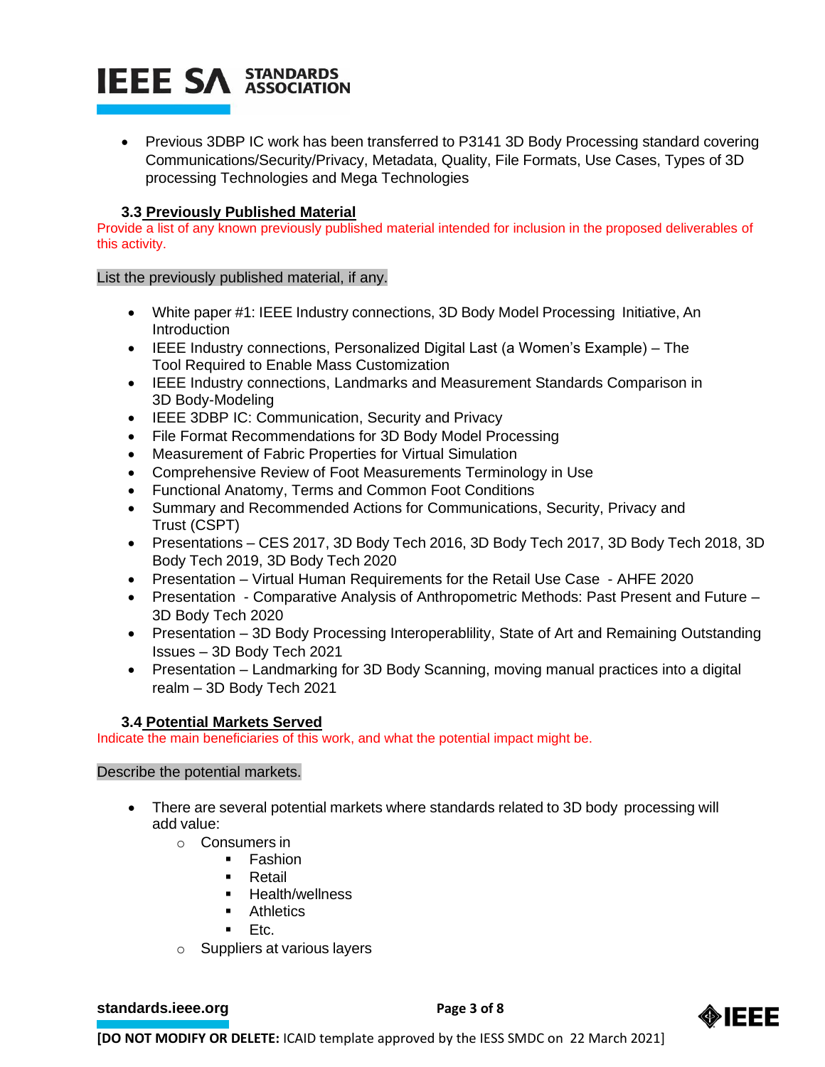- Previous 3DBP IC work has been transferred to P3141 3D Body Processing standard covering Communications/Security/Privacy, Metadata, Quality, File Formats, Use Cases, Types of 3D processing Technologies and Mega Technologies

### 3.3 Previously Published Material

Provide a list of any known previously published material intended for inclusion in the proposed deliverables of this activity.

List the previously published material, if any.

- White paper #1: IEEE Industry connections, 3D Body Model Processing Initiative, An Introduction
- IEEE Industry connections, Personalized Digital Last (a Women's Example) – The Tool Required to Enable Mass Customization
- IEEE Industry connections, Landmarks and Measurement Standards Comparison in 3D Body-Modeling
- IEEE 3DBP IC: Communication, Security and Privacy
- File Format Recommendations for 3D Body Model Processing
- Measurement of Fabric Properties for Virtual Simulation
- Comprehensive Review of Foot Measurements Terminology in Use
- Functional Anatomy, Terms and Common Foot Conditions
- Summary and Recommended Actions for Communications, Security, Privacy and Trust (CSPT)
- Presentations – CES 2017, 3D Body Tech 2016, 3D Body Tech 2017, 3D Body Tech 2018, 3D Body Tech 2019, 3D Body Tech 2020
- Presentation – Virtual Human Requirements for the Retail Use Case - AHFE 2020
- Presentation - Comparative Analysis of Anthropometric Methods: Past Present and Future – 3D Body Tech 2020
- Presentation – 3D Body Processing Interoperablility, State of Art and Remaining Outstanding Issues – 3D Body Tech 2021
- Presentation – Landmarking for 3D Body Scanning, moving manual practices into a digital realm – 3D Body Tech 2021

### 3.4 Potential Markets Served

Indicate the main beneficiaries of this work, and what the potential impact might be.

Describe the potential markets.

- There are several potential markets where standards related to 3D body processing will add value:
  - Consumers in
    - Fashion
    - Retail
    - Health/wellness
    - Athletics
    - Etc.
  - Suppliers at various layers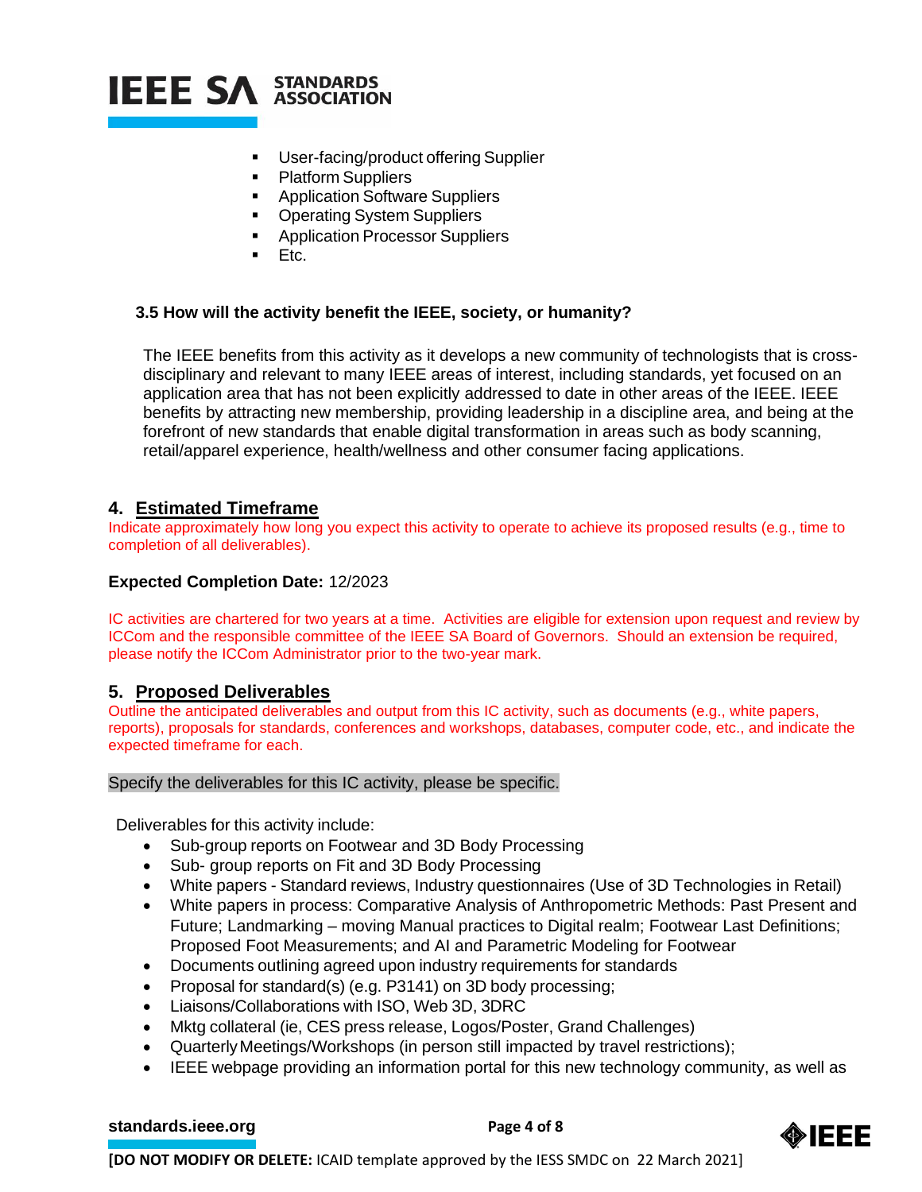- User-facing/product offering Supplier
- Platform Suppliers
- Application Software Suppliers
- Operating System Suppliers
- Application Processor Suppliers
- Etc.

### 3.5 How will the activity benefit the IEEE, society, or humanity?

The IEEE benefits from this activity as it develops a new community of technologists that is cross-disciplinary and relevant to many IEEE areas of interest, including standards, yet focused on an application area that has not been explicitly addressed to date in other areas of the IEEE. IEEE benefits by attracting new membership, providing leadership in a discipline area, and being at the forefront of new standards that enable digital transformation in areas such as body scanning, retail/apparel experience, health/wellness and other consumer facing applications.

## 4. Estimated Timeframe

Indicate approximately how long you expect this activity to operate to achieve its proposed results (e.g., time to completion of all deliverables).

**Expected Completion Date:** 12/2023

IC activities are chartered for two years at a time. Activities are eligible for extension upon request and review by ICCom and the responsible committee of the IEEE SA Board of Governors. Should an extension be required, please notify the ICCom Administrator prior to the two-year mark.

## 5. Proposed Deliverables

Outline the anticipated deliverables and output from this IC activity, such as documents (e.g., white papers, reports), proposals for standards, conferences and workshops, databases, computer code, etc., and indicate the expected timeframe for each.

Specify the deliverables for this IC activity, please be specific.

Deliverables for this activity include:

- Sub-group reports on Footwear and 3D Body Processing
- Sub- group reports on Fit and 3D Body Processing
- White papers - Standard reviews, Industry questionnaires (Use of 3D Technologies in Retail)
- White papers in process: Comparative Analysis of Anthropometric Methods: Past Present and Future; Landmarking – moving Manual practices to Digital realm; Footwear Last Definitions; Proposed Foot Measurements; and AI and Parametric Modeling for Footwear
- Documents outlining agreed upon industry requirements for standards
- Proposal for standard(s) (e.g. P3141) on 3D body processing;
- Liaisons/Collaborations with ISO, Web 3D, 3DRC
- Mktg collateral (ie, CES press release, Logos/Poster, Grand Challenges)
- Quarterly Meetings/Workshops (in person still impacted by travel restrictions);
- IEEE webpage providing an information portal for this new technology community, as well as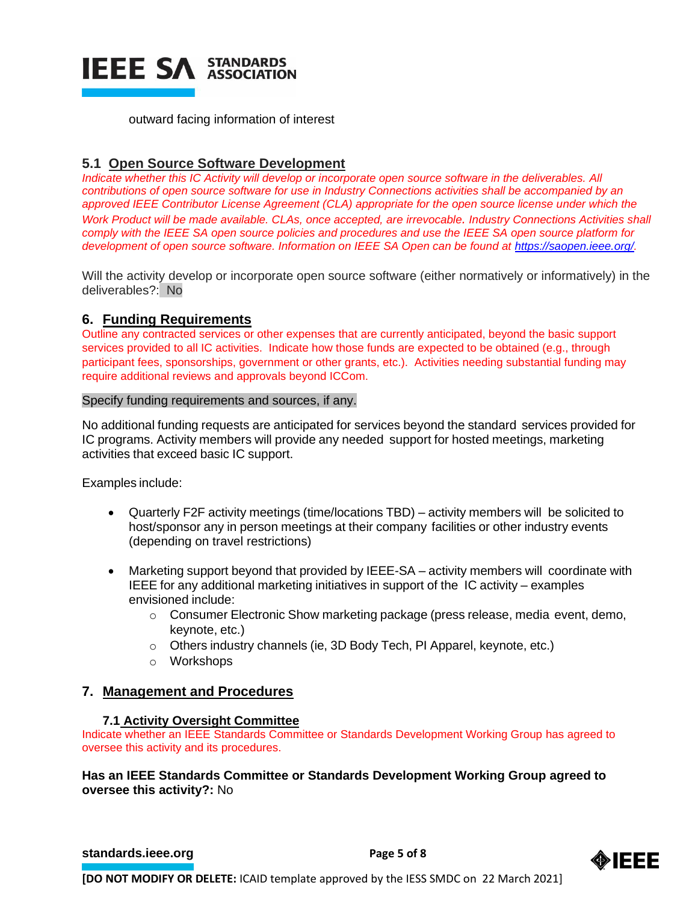outward facing information of interest

## 5.1 Open Source Software Development

*Indicate whether this IC Activity will develop or incorporate open source software in the deliverables. All contributions of open source software for use in Industry Connections activities shall be accompanied by an approved IEEE Contributor License Agreement (CLA) appropriate for the open source license under which the Work Product will be made available. CLAs, once accepted, are irrevocable. Industry Connections Activities shall comply with the IEEE SA open source policies and procedures and use the IEEE SA open source platform for development of open source software. Information on IEEE SA Open can be found at https://saopen.ieee.org/.*

Will the activity develop or incorporate open source software (either normatively or informatively) in the deliverables?: No

# 6. Funding Requirements

Outline any contracted services or other expenses that are currently anticipated, beyond the basic support services provided to all IC activities. Indicate how those funds are expected to be obtained (e.g., through participant fees, sponsorships, government or other grants, etc.). Activities needing substantial funding may require additional reviews and approvals beyond ICCom.

Specify funding requirements and sources, if any.

No additional funding requests are anticipated for services beyond the standard services provided for IC programs. Activity members will provide any needed support for hosted meetings, marketing activities that exceed basic IC support.

Examples include:

- Quarterly F2F activity meetings (time/locations TBD) – activity members will be solicited to host/sponsor any in person meetings at their company facilities or other industry events (depending on travel restrictions)
- Marketing support beyond that provided by IEEE-SA – activity members will coordinate with IEEE for any additional marketing initiatives in support of the IC activity – examples envisioned include:
    - Consumer Electronic Show marketing package (press release, media event, demo, keynote, etc.)
    - Others industry channels (ie, 3D Body Tech, PI Apparel, keynote, etc.)
    - Workshops

# 7. Management and Procedures

## 7.1 Activity Oversight Committee

Indicate whether an IEEE Standards Committee or Standards Development Working Group has agreed to oversee this activity and its procedures.

**Has an IEEE Standards Committee or Standards Development Working Group agreed to oversee this activity?:** No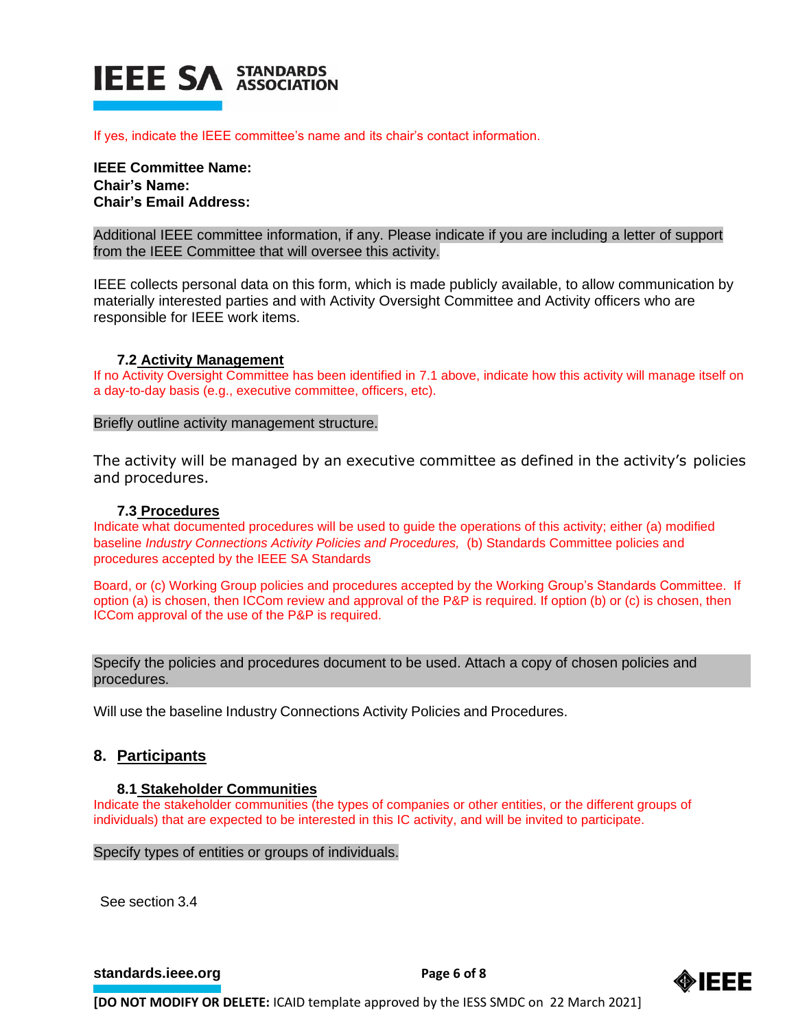If yes, indicate the IEEE committee's name and its chair's contact information.

**IEEE Committee Name:**
**Chair's Name:**
**Chair's Email Address:**

Additional IEEE committee information, if any. Please indicate if you are including a letter of support from the IEEE Committee that will oversee this activity.

IEEE collects personal data on this form, which is made publicly available, to allow communication by materially interested parties and with Activity Oversight Committee and Activity officers who are responsible for IEEE work items.

### 7.2 Activity Management

If no Activity Oversight Committee has been identified in 7.1 above, indicate how this activity will manage itself on a day-to-day basis (e.g., executive committee, officers, etc).

Briefly outline activity management structure.

The activity will be managed by an executive committee as defined in the activity's policies and procedures.

### 7.3 Procedures

Indicate what documented procedures will be used to guide the operations of this activity; either (a) modified baseline *Industry Connections Activity Policies and Procedures,* (b) Standards Committee policies and procedures accepted by the IEEE SA Standards

Board, or (c) Working Group policies and procedures accepted by the Working Group's Standards Committee. If option (a) is chosen, then ICCom review and approval of the P&P is required. If option (b) or (c) is chosen, then ICCom approval of the use of the P&P is required.

Specify the policies and procedures document to be used. Attach a copy of chosen policies and procedures.

Will use the baseline Industry Connections Activity Policies and Procedures.

## 8. Participants

### 8.1 Stakeholder Communities

Indicate the stakeholder communities (the types of companies or other entities, or the different groups of individuals) that are expected to be interested in this IC activity, and will be invited to participate.

Specify types of entities or groups of individuals.

See section 3.4

[DO NOT MODIFY OR DELETE: ICAID template approved by the IESS SMDC on 22 March 2021]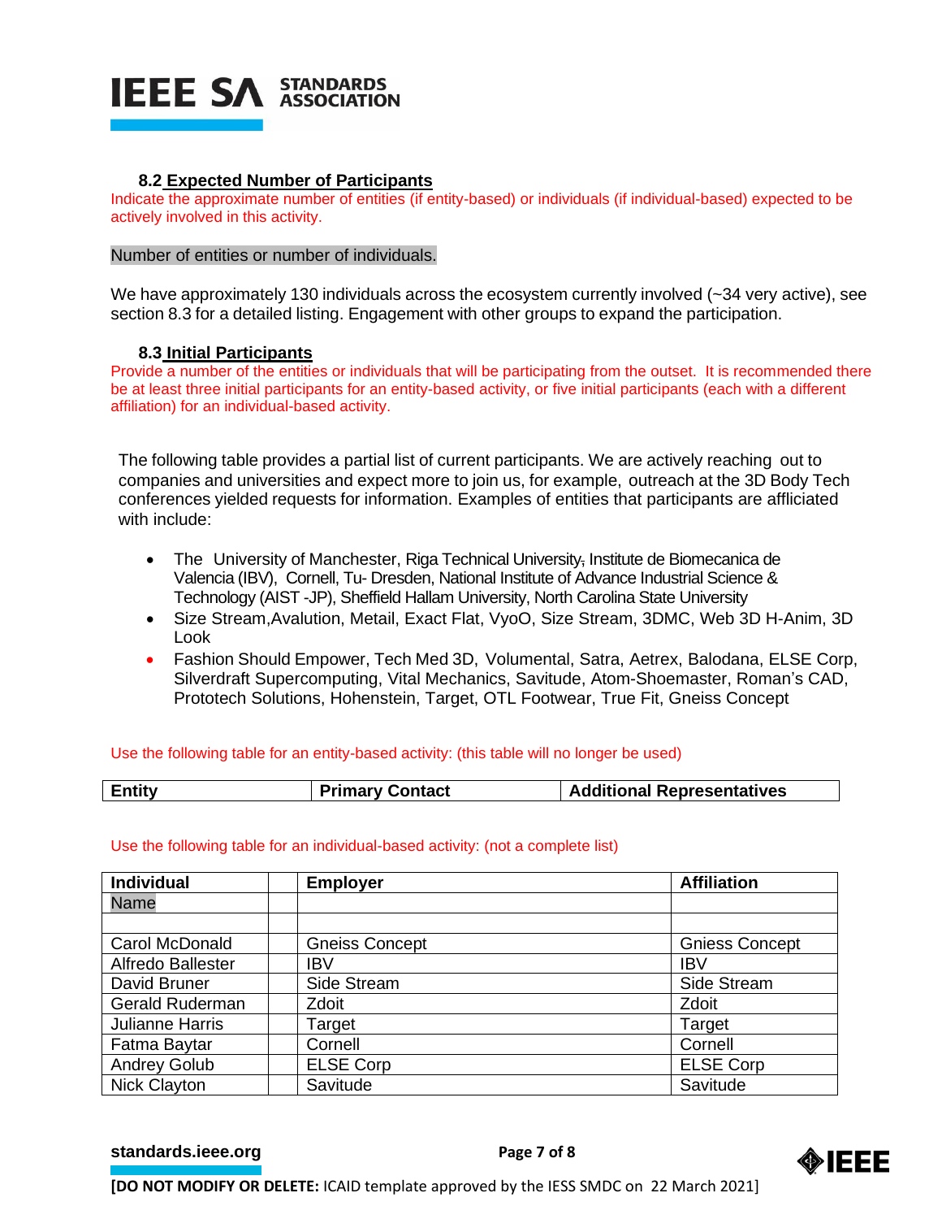### 8.2 Expected Number of Participants

Indicate the approximate number of entities (if entity-based) or individuals (if individual-based) expected to be actively involved in this activity.

Number of entities or number of individuals.

We have approximately 130 individuals across the ecosystem currently involved (~34 very active), see section 8.3 for a detailed listing. Engagement with other groups to expand the participation.

### 8.3 Initial Participants

Provide a number of the entities or individuals that will be participating from the outset. It is recommended there be at least three initial participants for an entity-based activity, or five initial participants (each with a different affiliation) for an individual-based activity.

The following table provides a partial list of current participants. We are actively reaching out to companies and universities and expect more to join us, for example, outreach at the 3D Body Tech conferences yielded requests for information. Examples of entities that participants are affliciated with include:

- The University of Manchester, Riga Technical University, Institute de Biomecanica de Valencia (IBV), Cornell, Tu- Dresden, National Institute of Advance Industrial Science & Technology (AIST -JP), Sheffield Hallam University, North Carolina State University
- Size Stream,Avalution, Metail, Exact Flat, VyoO, Size Stream, 3DMC, Web 3D H-Anim, 3D Look
- Fashion Should Empower, Tech Med 3D, Volumental, Satra, Aetrex, Balodana, ELSE Corp, Silverdraft Supercomputing, Vital Mechanics, Savitude, Atom-Shoemaster, Roman's CAD, Prototech Solutions, Hohenstein, Target, OTL Footwear, True Fit, Gneiss Concept

Use the following table for an entity-based activity: (this table will no longer be used)

| Entity | Primary Contact | Additional Representatives |
|---|---|---|

Use the following table for an individual-based activity: (not a complete list)

| Individual | | Employer | Affiliation |
|---|---|---|---|
| Name | | | |
| | | | |
| Carol McDonald | | Gneiss Concept | Gniess Concept |
| Alfredo Ballester | | IBV | IBV |
| David Bruner | | Side Stream | Side Stream |
| Gerald Ruderman | | Zdoit | Zdoit |
| Julianne Harris | | Target | Target |
| Fatma Baytar | | Cornell | Cornell |
| Andrey Golub | | ELSE Corp | ELSE Corp |
| Nick Clayton | | Savitude | Savitude |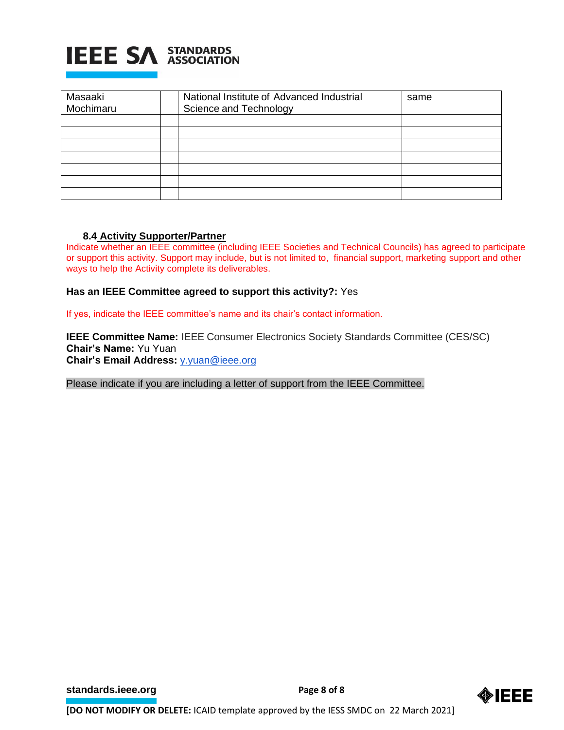| | | | |
|---|---|---|---|
| Masaaki Mochimaru | | National Institute of Advanced Industrial Science and Technology | same |
| | | | |
| | | | |
| | | | |
| | | | |
| | | | |
| | | | |
| | | | |

### 8.4 Activity Supporter/Partner

Indicate whether an IEEE committee (including IEEE Societies and Technical Councils) has agreed to participate or support this activity. Support may include, but is not limited to, financial support, marketing support and other ways to help the Activity complete its deliverables.

**Has an IEEE Committee agreed to support this activity?:** Yes

If yes, indicate the IEEE committee's name and its chair's contact information.

**IEEE Committee Name:** IEEE Consumer Electronics Society Standards Committee (CES/SC)
**Chair's Name:** Yu Yuan
**Chair's Email Address:** y.yuan@ieee.org

Please indicate if you are including a letter of support from the IEEE Committee.

[DO NOT MODIFY OR DELETE: ICAID template approved by the IESS SMDC on 22 March 2021]